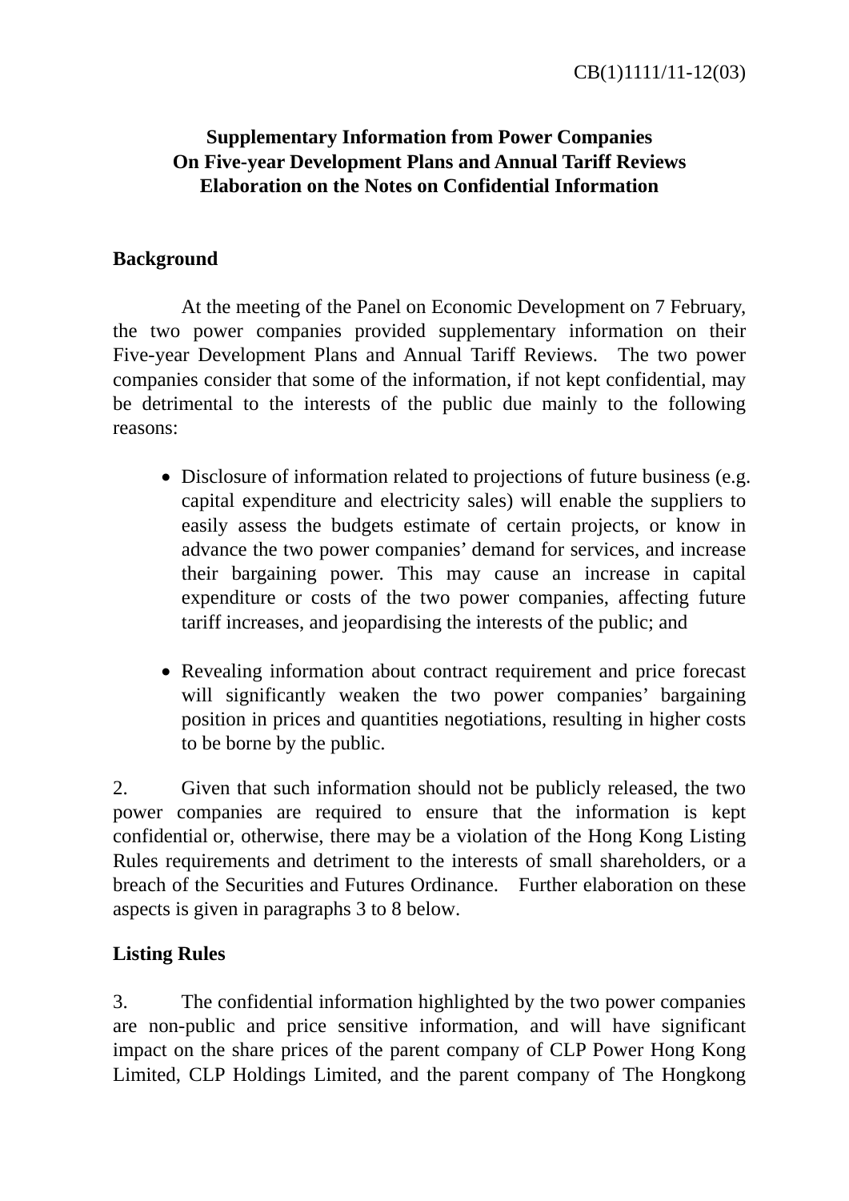CB(1)1111/11-12(03)

**Supplementary Information from Power Companies**
**On Five-year Development Plans and Annual Tariff Reviews**
**Elaboration on the Notes on Confidential Information**

## Background

At the meeting of the Panel on Economic Development on 7 February, the two power companies provided supplementary information on their Five-year Development Plans and Annual Tariff Reviews. The two power companies consider that some of the information, if not kept confidential, may be detrimental to the interests of the public due mainly to the following reasons:

- Disclosure of information related to projections of future business (e.g. capital expenditure and electricity sales) will enable the suppliers to easily assess the budgets estimate of certain projects, or know in advance the two power companies' demand for services, and increase their bargaining power. This may cause an increase in capital expenditure or costs of the two power companies, affecting future tariff increases, and jeopardising the interests of the public; and

- Revealing information about contract requirement and price forecast will significantly weaken the two power companies' bargaining position in prices and quantities negotiations, resulting in higher costs to be borne by the public.

2. Given that such information should not be publicly released, the two power companies are required to ensure that the information is kept confidential or, otherwise, there may be a violation of the Hong Kong Listing Rules requirements and detriment to the interests of small shareholders, or a breach of the Securities and Futures Ordinance. Further elaboration on these aspects is given in paragraphs 3 to 8 below.

## Listing Rules

3. The confidential information highlighted by the two power companies are non-public and price sensitive information, and will have significant impact on the share prices of the parent company of CLP Power Hong Kong Limited, CLP Holdings Limited, and the parent company of The Hongkong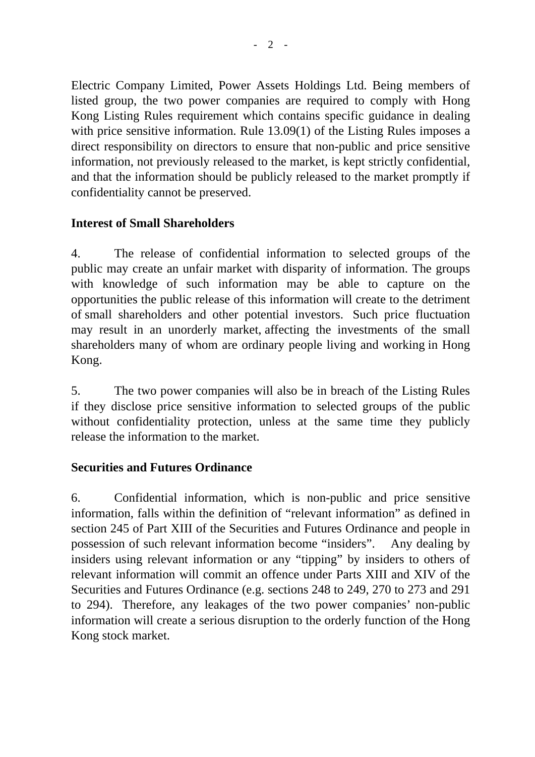Electric Company Limited, Power Assets Holdings Ltd. Being members of listed group, the two power companies are required to comply with Hong Kong Listing Rules requirement which contains specific guidance in dealing with price sensitive information. Rule 13.09(1) of the Listing Rules imposes a direct responsibility on directors to ensure that non-public and price sensitive information, not previously released to the market, is kept strictly confidential, and that the information should be publicly released to the market promptly if confidentiality cannot be preserved.

**Interest of Small Shareholders**

4. The release of confidential information to selected groups of the public may create an unfair market with disparity of information. The groups with knowledge of such information may be able to capture on the opportunities the public release of this information will create to the detriment of small shareholders and other potential investors. Such price fluctuation may result in an unorderly market, affecting the investments of the small shareholders many of whom are ordinary people living and working in Hong Kong.

5. The two power companies will also be in breach of the Listing Rules if they disclose price sensitive information to selected groups of the public without confidentiality protection, unless at the same time they publicly release the information to the market.

**Securities and Futures Ordinance**

6. Confidential information, which is non-public and price sensitive information, falls within the definition of "relevant information" as defined in section 245 of Part XIII of the Securities and Futures Ordinance and people in possession of such relevant information become "insiders". Any dealing by insiders using relevant information or any "tipping" by insiders to others of relevant information will commit an offence under Parts XIII and XIV of the Securities and Futures Ordinance (e.g. sections 248 to 249, 270 to 273 and 291 to 294). Therefore, any leakages of the two power companies' non-public information will create a serious disruption to the orderly function of the Hong Kong stock market.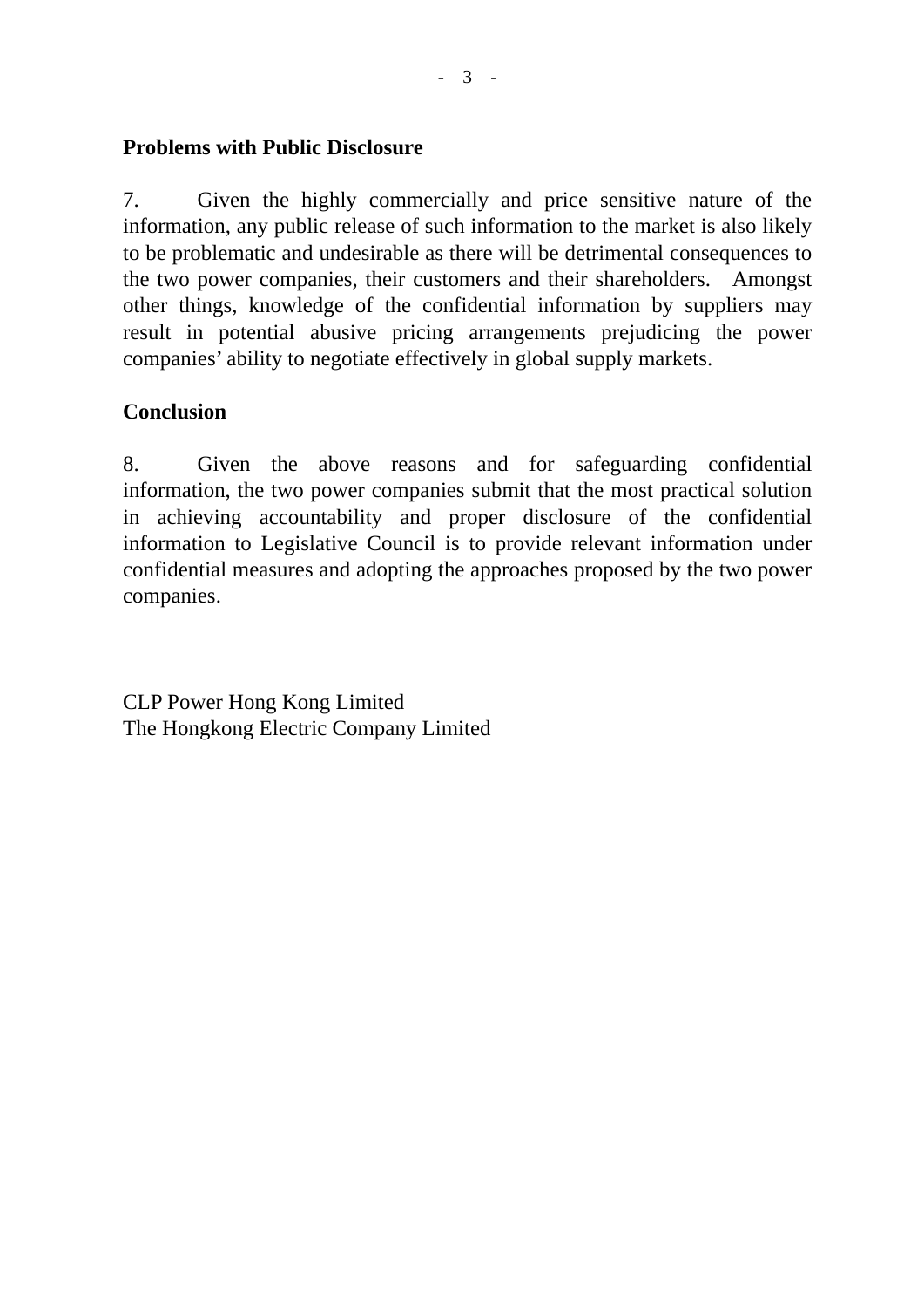**Problems with Public Disclosure**

7. Given the highly commercially and price sensitive nature of the information, any public release of such information to the market is also likely to be problematic and undesirable as there will be detrimental consequences to the two power companies, their customers and their shareholders. Amongst other things, knowledge of the confidential information by suppliers may result in potential abusive pricing arrangements prejudicing the power companies' ability to negotiate effectively in global supply markets.

**Conclusion**

8. Given the above reasons and for safeguarding confidential information, the two power companies submit that the most practical solution in achieving accountability and proper disclosure of the confidential information to Legislative Council is to provide relevant information under confidential measures and adopting the approaches proposed by the two power companies.

CLP Power Hong Kong Limited
The Hongkong Electric Company Limited